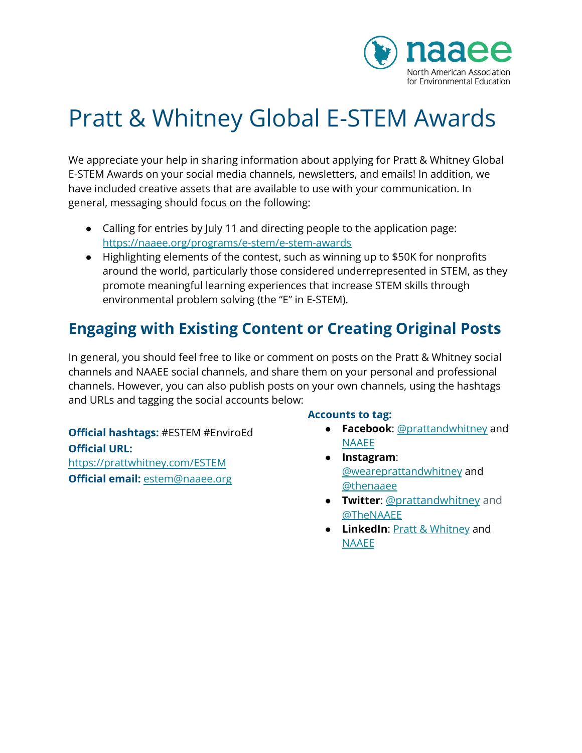# Pratt & Whitney Global E-STEM Awards

We appreciate your help in sharing information about applying for Pratt & Whitney Global E-STEM Awards on your social media channels, newsletters, and emails! In addition, we have included creative assets that are available to use with your communication. In general, messaging should focus on the following:

- Calling for entries by July 11 and directing people to the application page: [https://naaee.org/programs/e-stem/e-stem-awards](https://naaee.org/programs/e-stem/e-stem-awards)
- Highlighting elements of the contest, such as winning up to $50K for nonprofits around the world, particularly those considered underrepresented in STEM, as they promote meaningful learning experiences that increase STEM skills through environmental problem solving (the "E" in E-STEM).

## Engaging with Existing Content or Creating Original Posts

In general, you should feel free to like or comment on posts on the Pratt & Whitney social channels and NAAEE social channels, and share them on your personal and professional channels. However, you can also publish posts on your own channels, using the hashtags and URLs and tagging the social accounts below:

**Official hashtags:** #ESTEM #EnviroEd
**Official URL:** [https://prattwhitney.com/ESTEM](https://prattwhitney.com/ESTEM)
**Official email:** [estem@naaee.org](mailto:estem@naaee.org)

**Accounts to tag:**

- **Facebook**: @prattandwhitney and NAAEE
- **Instagram**: @weareprattandwhitney and @thenaaee
- **Twitter**: @prattandwhitney and @TheNAAEE
- **LinkedIn**: Pratt & Whitney and NAAEE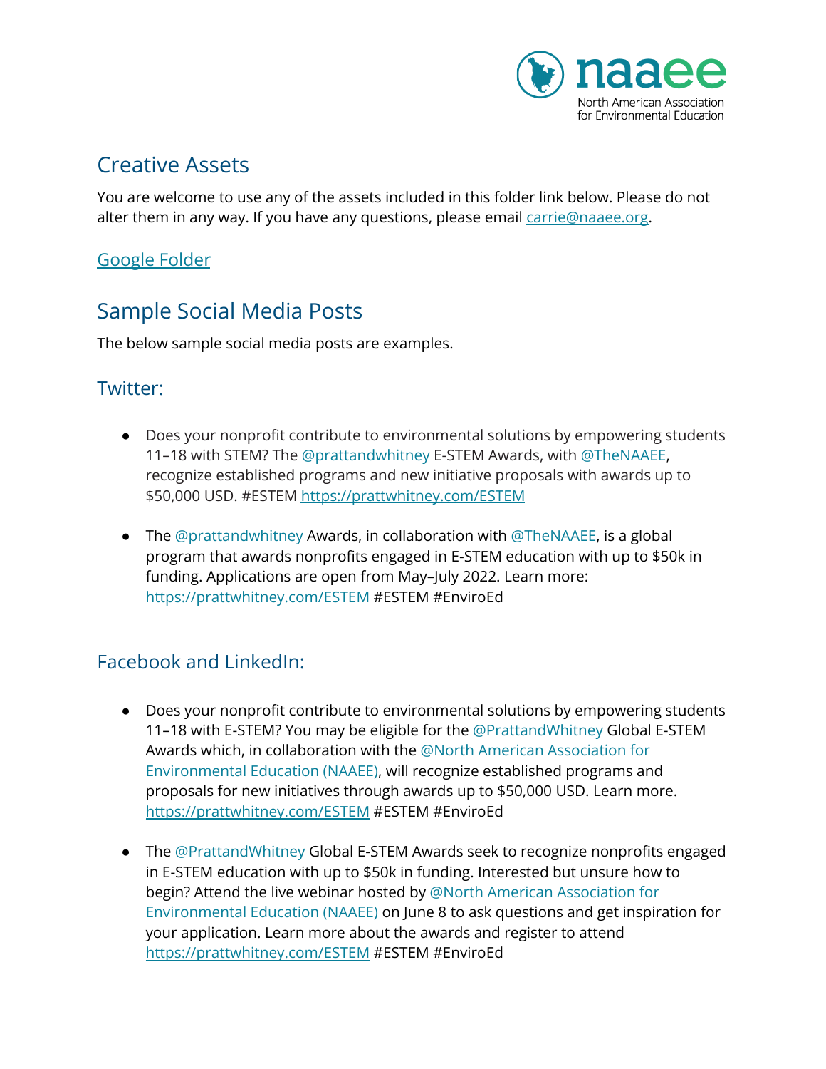## Creative Assets

You are welcome to use any of the assets included in this folder link below. Please do not alter them in any way. If you have any questions, please email carrie@naaee.org.

Google Folder

## Sample Social Media Posts

The below sample social media posts are examples.

### Twitter:

- Does your nonprofit contribute to environmental solutions by empowering students 11–18 with STEM? The @prattandwhitney E-STEM Awards, with @TheNAAEE, recognize established programs and new initiative proposals with awards up to $50,000 USD. #ESTEM https://prattwhitney.com/ESTEM

- The @prattandwhitney Awards, in collaboration with @TheNAAEE, is a global program that awards nonprofits engaged in E-STEM education with up to $50k in funding. Applications are open from May–July 2022. Learn more: https://prattwhitney.com/ESTEM #ESTEM #EnviroEd

### Facebook and LinkedIn:

- Does your nonprofit contribute to environmental solutions by empowering students 11–18 with E-STEM? You may be eligible for the @PrattandWhitney Global E-STEM Awards which, in collaboration with the @North American Association for Environmental Education (NAAEE), will recognize established programs and proposals for new initiatives through awards up to $50,000 USD. Learn more. https://prattwhitney.com/ESTEM #ESTEM #EnviroEd

- The @PrattandWhitney Global E-STEM Awards seek to recognize nonprofits engaged in E-STEM education with up to $50k in funding. Interested but unsure how to begin? Attend the live webinar hosted by @North American Association for Environmental Education (NAAEE) on June 8 to ask questions and get inspiration for your application. Learn more about the awards and register to attend https://prattwhitney.com/ESTEM #ESTEM #EnviroEd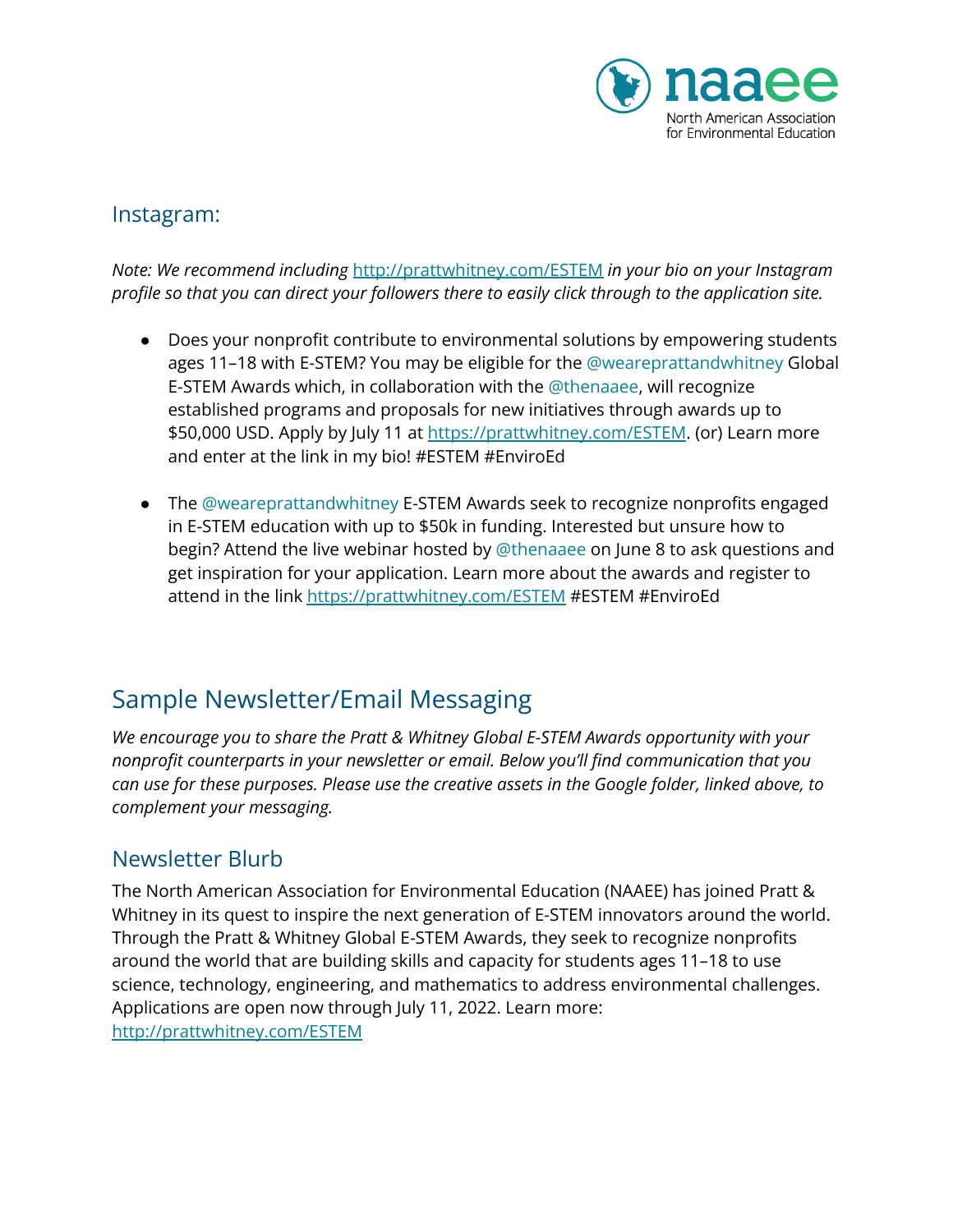## Instagram:

*Note: We recommend including [http://prattwhitney.com/ESTEM](http://prattwhitney.com/ESTEM) in your bio on your Instagram profile so that you can direct your followers there to easily click through to the application site.*

- Does your nonprofit contribute to environmental solutions by empowering students ages 11–18 with E-STEM? You may be eligible for the @weareprattandwhitney Global E-STEM Awards which, in collaboration with the @thenaaee, will recognize established programs and proposals for new initiatives through awards up to $50,000 USD. Apply by July 11 at [https://prattwhitney.com/ESTEM](https://prattwhitney.com/ESTEM). (or) Learn more and enter at the link in my bio! #ESTEM #EnviroEd

- The @weareprattandwhitney E-STEM Awards seek to recognize nonprofits engaged in E-STEM education with up to $50k in funding. Interested but unsure how to begin? Attend the live webinar hosted by @thenaaee on June 8 to ask questions and get inspiration for your application. Learn more about the awards and register to attend in the link [https://prattwhitney.com/ESTEM](https://prattwhitney.com/ESTEM) #ESTEM #EnviroEd

# Sample Newsletter/Email Messaging

*We encourage you to share the Pratt & Whitney Global E-STEM Awards opportunity with your nonprofit counterparts in your newsletter or email. Below you'll find communication that you can use for these purposes. Please use the creative assets in the Google folder, linked above, to complement your messaging.*

## Newsletter Blurb

The North American Association for Environmental Education (NAAEE) has joined Pratt & Whitney in its quest to inspire the next generation of E-STEM innovators around the world. Through the Pratt & Whitney Global E-STEM Awards, they seek to recognize nonprofits around the world that are building skills and capacity for students ages 11–18 to use science, technology, engineering, and mathematics to address environmental challenges. Applications are open now through July 11, 2022. Learn more: [http://prattwhitney.com/ESTEM](http://prattwhitney.com/ESTEM)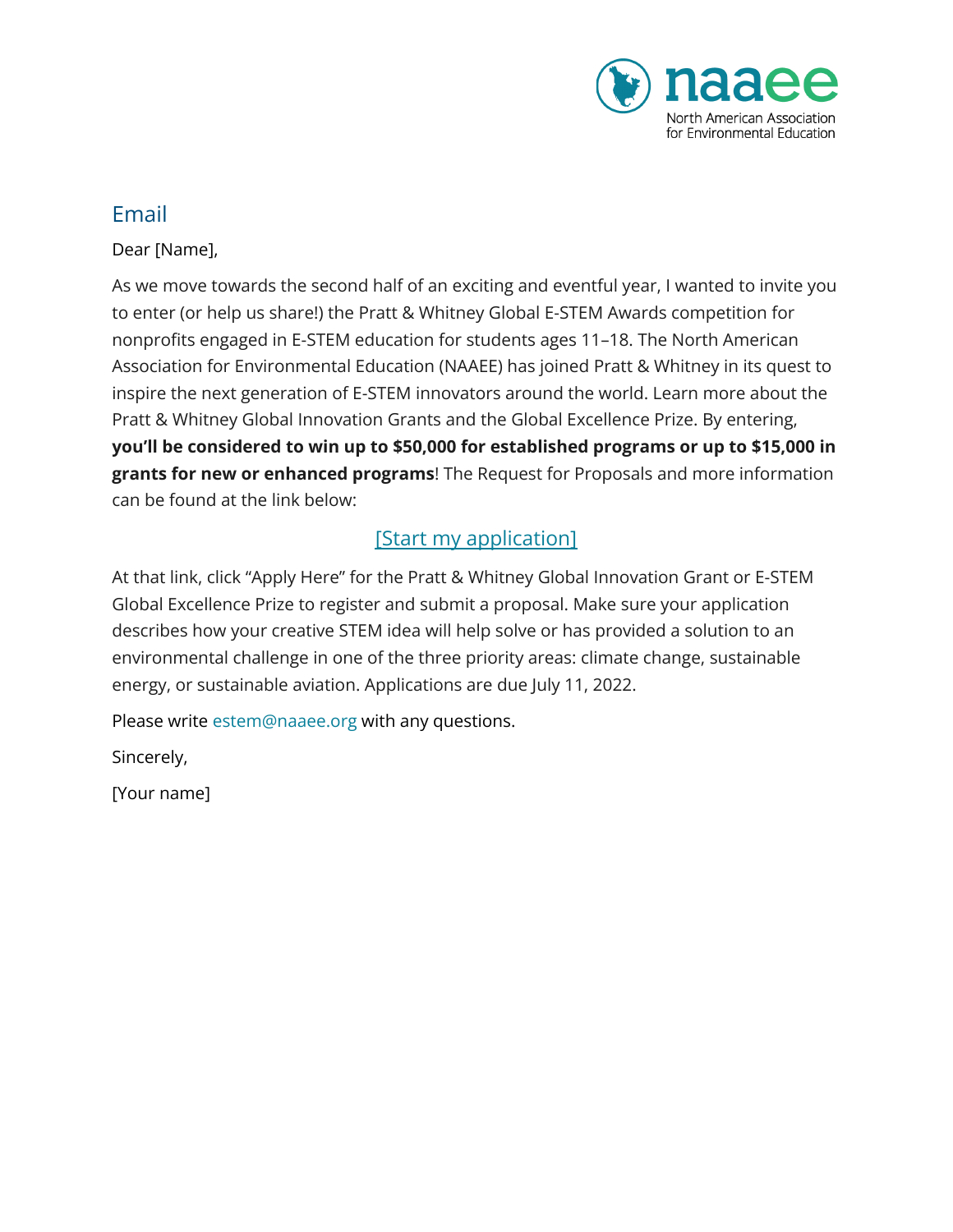## Email

Dear [Name],

As we move towards the second half of an exciting and eventful year, I wanted to invite you to enter (or help us share!) the Pratt & Whitney Global E-STEM Awards competition for nonprofits engaged in E-STEM education for students ages 11–18. The North American Association for Environmental Education (NAAEE) has joined Pratt & Whitney in its quest to inspire the next generation of E-STEM innovators around the world. Learn more about the Pratt & Whitney Global Innovation Grants and the Global Excellence Prize. By entering, **you'll be considered to win up to $50,000 for established programs or up to $15,000 in grants for new or enhanced programs**! The Request for Proposals and more information can be found at the link below:

[Start my application]

At that link, click "Apply Here" for the Pratt & Whitney Global Innovation Grant or E-STEM Global Excellence Prize to register and submit a proposal. Make sure your application describes how your creative STEM idea will help solve or has provided a solution to an environmental challenge in one of the three priority areas: climate change, sustainable energy, or sustainable aviation. Applications are due July 11, 2022.

Please write estem@naaee.org with any questions.

Sincerely,

[Your name]